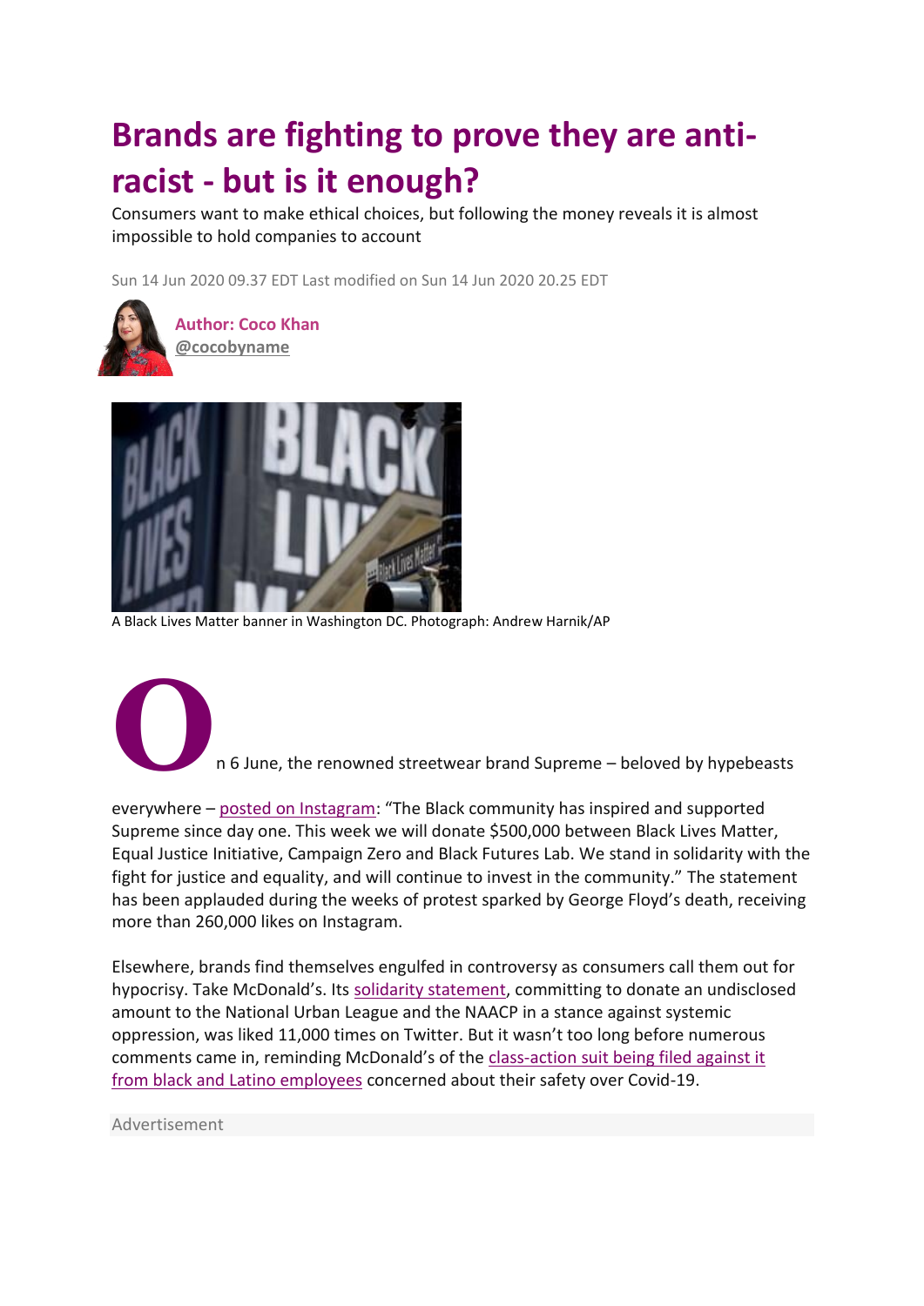# Brands are fighting to prove they are anti-racist - but is it enough?

Consumers want to make ethical choices, but following the money reveals it is almost impossible to hold companies to account

Sun 14 Jun 2020 09.37 EDT Last modified on Sun 14 Jun 2020 20.25 EDT

**Author: Coco Khan**
@cocobyname

A Black Lives Matter banner in Washington DC. Photograph: Andrew Harnik/AP

On 6 June, the renowned streetwear brand Supreme – beloved by hypebeasts everywhere – posted on Instagram: "The Black community has inspired and supported Supreme since day one. This week we will donate $500,000 between Black Lives Matter, Equal Justice Initiative, Campaign Zero and Black Futures Lab. We stand in solidarity with the fight for justice and equality, and will continue to invest in the community." The statement has been applauded during the weeks of protest sparked by George Floyd's death, receiving more than 260,000 likes on Instagram.

Elsewhere, brands find themselves engulfed in controversy as consumers call them out for hypocrisy. Take McDonald's. Its solidarity statement, committing to donate an undisclosed amount to the National Urban League and the NAACP in a stance against systemic oppression, was liked 11,000 times on Twitter. But it wasn't too long before numerous comments came in, reminding McDonald's of the class-action suit being filed against it from black and Latino employees concerned about their safety over Covid-19.

Advertisement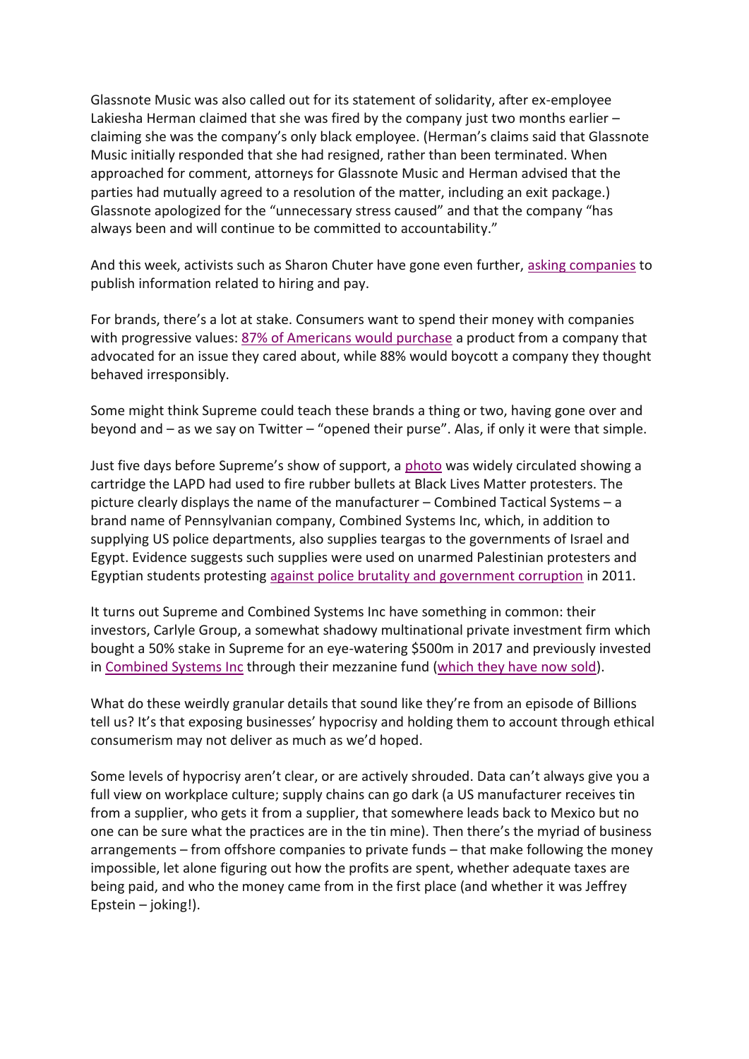Glassnote Music was also called out for its statement of solidarity, after ex-employee Lakiesha Herman claimed that she was fired by the company just two months earlier – claiming she was the company's only black employee. (Herman's claims said that Glassnote Music initially responded that she had resigned, rather than been terminated. When approached for comment, attorneys for Glassnote Music and Herman advised that the parties had mutually agreed to a resolution of the matter, including an exit package.) Glassnote apologized for the "unnecessary stress caused" and that the company "has always been and will continue to be committed to accountability."

And this week, activists such as Sharon Chuter have gone even further, asking companies to publish information related to hiring and pay.

For brands, there's a lot at stake. Consumers want to spend their money with companies with progressive values: 87% of Americans would purchase a product from a company that advocated for an issue they cared about, while 88% would boycott a company they thought behaved irresponsibly.

Some might think Supreme could teach these brands a thing or two, having gone over and beyond and – as we say on Twitter – "opened their purse". Alas, if only it were that simple.

Just five days before Supreme's show of support, a photo was widely circulated showing a cartridge the LAPD had used to fire rubber bullets at Black Lives Matter protesters. The picture clearly displays the name of the manufacturer – Combined Tactical Systems – a brand name of Pennsylvanian company, Combined Systems Inc, which, in addition to supplying US police departments, also supplies teargas to the governments of Israel and Egypt. Evidence suggests such supplies were used on unarmed Palestinian protesters and Egyptian students protesting against police brutality and government corruption in 2011.

It turns out Supreme and Combined Systems Inc have something in common: their investors, Carlyle Group, a somewhat shadowy multinational private investment firm which bought a 50% stake in Supreme for an eye-watering $500m in 2017 and previously invested in Combined Systems Inc through their mezzanine fund (which they have now sold).

What do these weirdly granular details that sound like they're from an episode of Billions tell us? It's that exposing businesses' hypocrisy and holding them to account through ethical consumerism may not deliver as much as we'd hoped.

Some levels of hypocrisy aren't clear, or are actively shrouded. Data can't always give you a full view on workplace culture; supply chains can go dark (a US manufacturer receives tin from a supplier, who gets it from a supplier, that somewhere leads back to Mexico but no one can be sure what the practices are in the tin mine). Then there's the myriad of business arrangements – from offshore companies to private funds – that make following the money impossible, let alone figuring out how the profits are spent, whether adequate taxes are being paid, and who the money came from in the first place (and whether it was Jeffrey Epstein – joking!).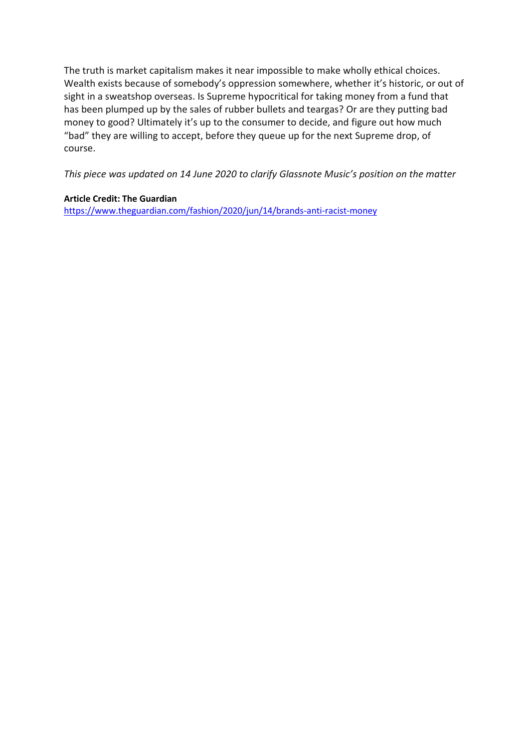The truth is market capitalism makes it near impossible to make wholly ethical choices. Wealth exists because of somebody's oppression somewhere, whether it's historic, or out of sight in a sweatshop overseas. Is Supreme hypocritical for taking money from a fund that has been plumped up by the sales of rubber bullets and teargas? Or are they putting bad money to good? Ultimately it's up to the consumer to decide, and figure out how much "bad" they are willing to accept, before they queue up for the next Supreme drop, of course.

*This piece was updated on 14 June 2020 to clarify Glassnote Music's position on the matter*

**Article Credit: The Guardian**
https://www.theguardian.com/fashion/2020/jun/14/brands-anti-racist-money